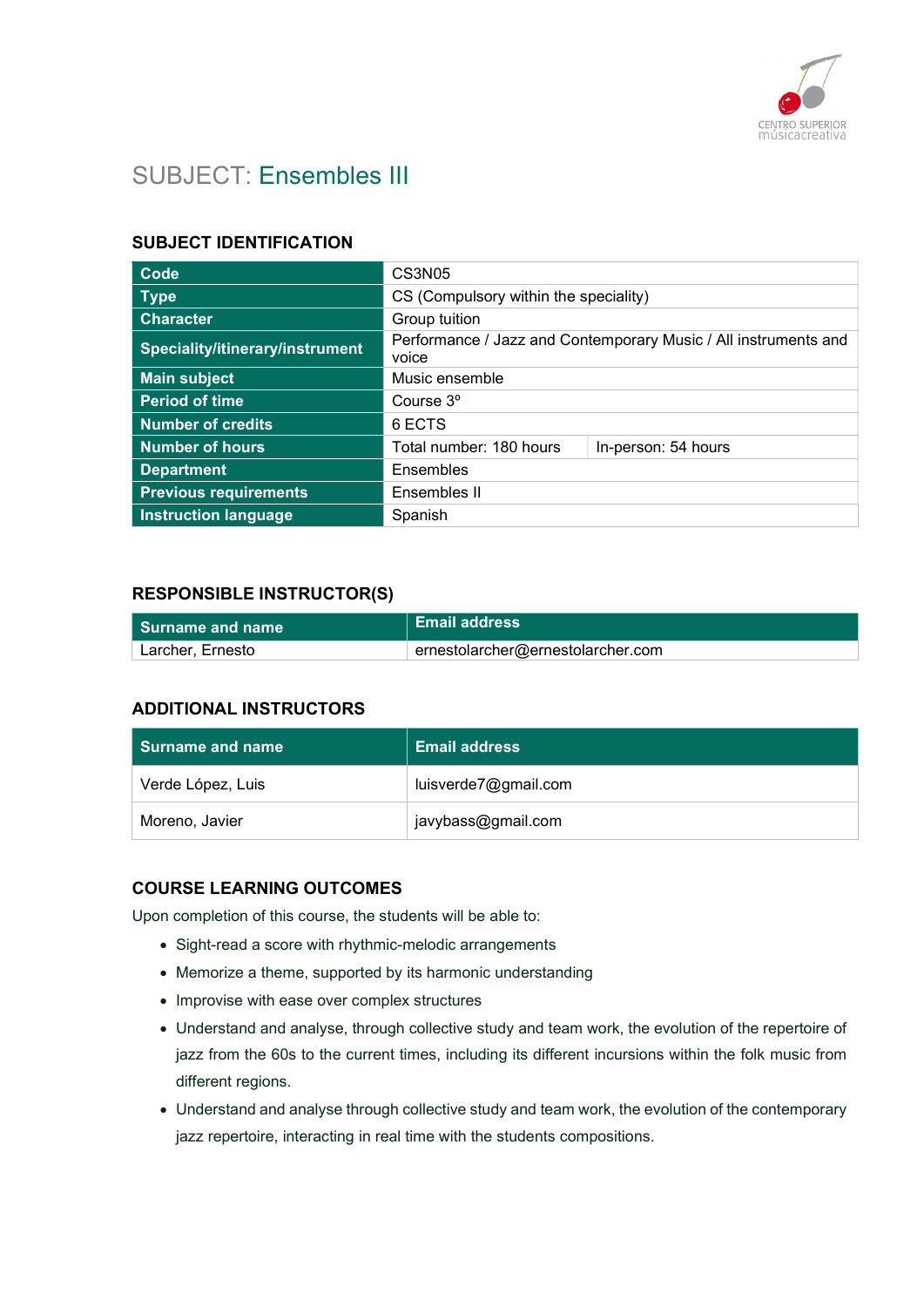# SUBJECT: Ensembles III

## SUBJECT IDENTIFICATION

| | | |
|---|---|---|
| **Code** | CS3N05 | |
| **Type** | CS (Compulsory within the speciality) | |
| **Character** | Group tuition | |
| **Speciality/itinerary/instrument** | Performance / Jazz and Contemporary Music / All instruments and voice | |
| **Main subject** | Music ensemble | |
| **Period of time** | Course 3º | |
| **Number of credits** | 6 ECTS | |
| **Number of hours** | Total number: 180 hours | In-person: 54 hours |
| **Department** | Ensembles | |
| **Previous requirements** | Ensembles II | |
| **Instruction language** | Spanish | |

## RESPONSIBLE INSTRUCTOR(S)

| Surname and name | Email address |
|---|---|
| Larcher, Ernesto | ernestolarcher@ernestolarcher.com |

## ADDITIONAL INSTRUCTORS

| Surname and name | Email address |
|---|---|
| Verde López, Luis | luisverde7@gmail.com |
| Moreno, Javier | javybass@gmail.com |

## COURSE LEARNING OUTCOMES

Upon completion of this course, the students will be able to:

- Sight-read a score with rhythmic-melodic arrangements
- Memorize a theme, supported by its harmonic understanding
- Improvise with ease over complex structures
- Understand and analyse, through collective study and team work, the evolution of the repertoire of jazz from the 60s to the current times, including its different incursions within the folk music from different regions.
- Understand and analyse through collective study and team work, the evolution of the contemporary jazz repertoire, interacting in real time with the students compositions.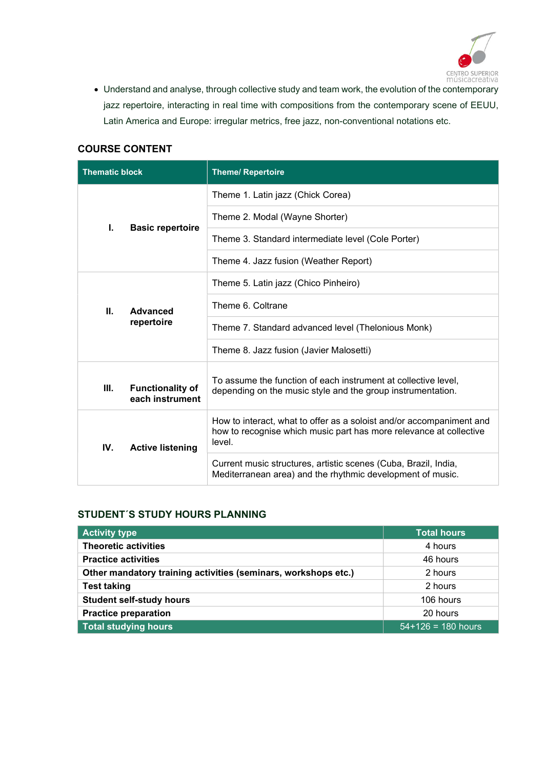- Understand and analyse, through collective study and team work, the evolution of the contemporary jazz repertoire, interacting in real time with compositions from the contemporary scene of EEUU, Latin America and Europe: irregular metrics, free jazz, non-conventional notations etc.

## COURSE CONTENT

| Thematic block | Theme/ Repertoire |
|---|---|
| I. Basic repertoire | Theme 1. Latin jazz (Chick Corea) |
| | Theme 2. Modal (Wayne Shorter) |
| | Theme 3. Standard intermediate level (Cole Porter) |
| | Theme 4. Jazz fusion (Weather Report) |
| II. Advanced repertoire | Theme 5. Latin jazz (Chico Pinheiro) |
| | Theme 6. Coltrane |
| | Theme 7. Standard advanced level (Thelonious Monk) |
| | Theme 8. Jazz fusion (Javier Malosetti) |
| III. Functionality of each instrument | To assume the function of each instrument at collective level, depending on the music style and the group instrumentation. |
| IV. Active listening | How to interact, what to offer as a soloist and/or accompaniment and how to recognise which music part has more relevance at collective level. |
| | Current music structures, artistic scenes (Cuba, Brazil, India, Mediterranean area) and the rhythmic development of music. |

## STUDENT´S STUDY HOURS PLANNING

| Activity type | Total hours |
|---|---|
| **Theoretic activities** | 4 hours |
| **Practice activities** | 46 hours |
| **Other mandatory training activities (seminars, workshops etc.)** | 2 hours |
| **Test taking** | 2 hours |
| **Student self-study hours** | 106 hours |
| **Practice preparation** | 20 hours |
| **Total studying hours** | 54+126 = 180 hours |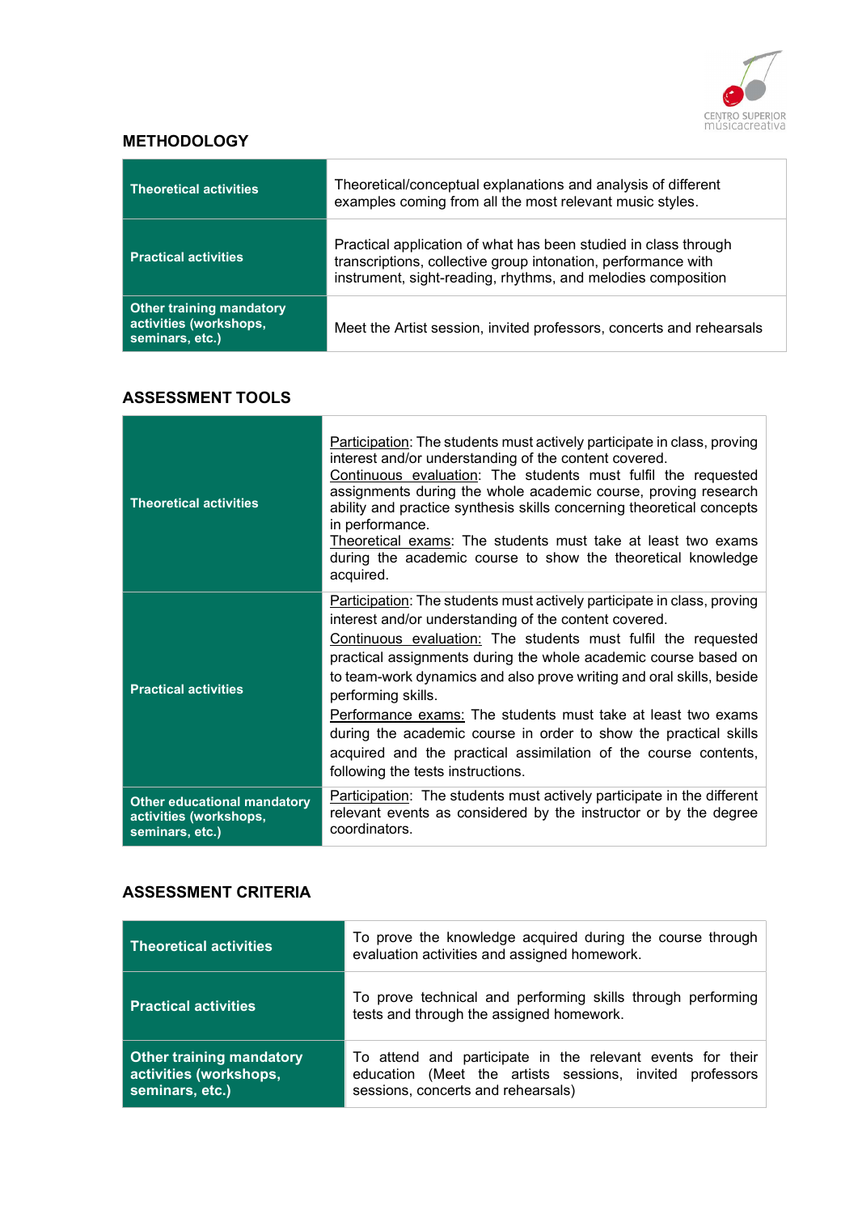## METHODOLOGY

| | |
|---|---|
| **Theoretical activities** | Theoretical/conceptual explanations and analysis of different examples coming from all the most relevant music styles. |
| **Practical activities** | Practical application of what has been studied in class through transcriptions, collective group intonation, performance with instrument, sight-reading, rhythms, and melodies composition |
| **Other training mandatory activities (workshops, seminars, etc.)** | Meet the Artist session, invited professors, concerts and rehearsals |

## ASSESSMENT TOOLS

| | |
|---|---|
| **Theoretical activities** | Participation: The students must actively participate in class, proving interest and/or understanding of the content covered. Continuous evaluation: The students must fulfil the requested assignments during the whole academic course, proving research ability and practice synthesis skills concerning theoretical concepts in performance. Theoretical exams: The students must take at least two exams during the academic course to show the theoretical knowledge acquired. |
| **Practical activities** | Participation: The students must actively participate in class, proving interest and/or understanding of the content covered. Continuous evaluation: The students must fulfil the requested practical assignments during the whole academic course based on to team-work dynamics and also prove writing and oral skills, beside performing skills. Performance exams: The students must take at least two exams during the academic course in order to show the practical skills acquired and the practical assimilation of the course contents, following the tests instructions. |
| **Other educational mandatory activities (workshops, seminars, etc.)** | Participation: The students must actively participate in the different relevant events as considered by the instructor or by the degree coordinators. |

## ASSESSMENT CRITERIA

| | |
|---|---|
| **Theoretical activities** | To prove the knowledge acquired during the course through evaluation activities and assigned homework. |
| **Practical activities** | To prove technical and performing skills through performing tests and through the assigned homework. |
| **Other training mandatory activities (workshops, seminars, etc.)** | To attend and participate in the relevant events for their education (Meet the artists sessions, invited professors sessions, concerts and rehearsals) |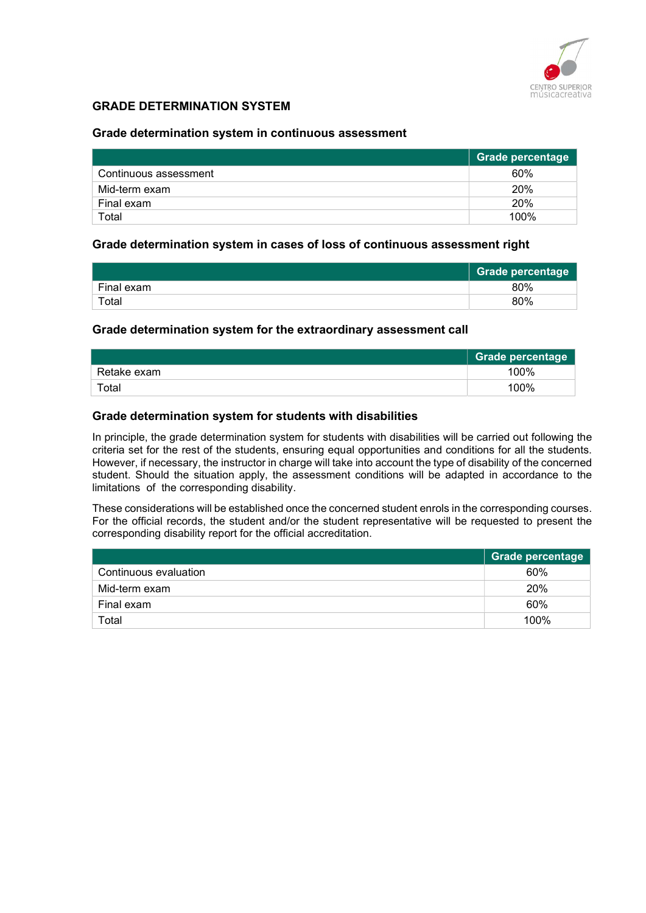## GRADE DETERMINATION SYSTEM

### Grade determination system in continuous assessment

| | Grade percentage |
|---|---|
| Continuous assessment | 60% |
| Mid-term exam | 20% |
| Final exam | 20% |
| Total | 100% |

### Grade determination system in cases of loss of continuous assessment right

| | Grade percentage |
|---|---|
| Final exam | 80% |
| Total | 80% |

### Grade determination system for the extraordinary assessment call

| | Grade percentage |
|---|---|
| Retake exam | 100% |
| Total | 100% |

### Grade determination system for students with disabilities

In principle, the grade determination system for students with disabilities will be carried out following the criteria set for the rest of the students, ensuring equal opportunities and conditions for all the students. However, if necessary, the instructor in charge will take into account the type of disability of the concerned student. Should the situation apply, the assessment conditions will be adapted in accordance to the limitations of the corresponding disability.

These considerations will be established once the concerned student enrols in the corresponding courses. For the official records, the student and/or the student representative will be requested to present the corresponding disability report for the official accreditation.

| | Grade percentage |
|---|---|
| Continuous evaluation | 60% |
| Mid-term exam | 20% |
| Final exam | 60% |
| Total | 100% |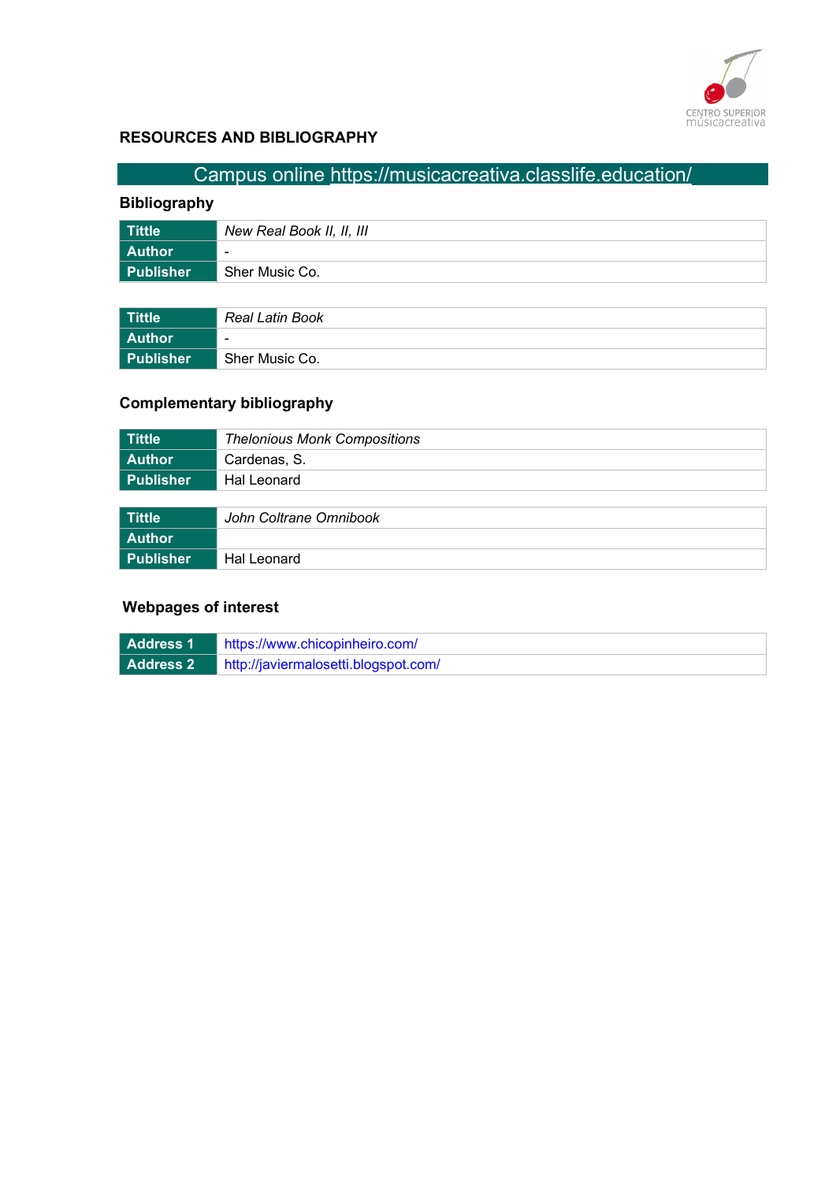## RESOURCES AND BIBLIOGRAPHY

Campus online https://musicacreativa.classlife.education/

### Bibliography

| | |
|---|---|
| **Tittle** | *New Real Book II, II, III* |
| **Author** | - |
| **Publisher** | Sher Music Co. |

| | |
|---|---|
| **Tittle** | *Real Latin Book* |
| **Author** | - |
| **Publisher** | Sher Music Co. |

### Complementary bibliography

| | |
|---|---|
| **Tittle** | *Thelonious Monk Compositions* |
| **Author** | Cardenas, S. |
| **Publisher** | Hal Leonard |

| | |
|---|---|
| **Tittle** | *John Coltrane Omnibook* |
| **Author** | |
| **Publisher** | Hal Leonard |

### Webpages of interest

| | |
|---|---|
| **Address 1** | https://www.chicopinheiro.com/ |
| **Address 2** | http://javiermalosetti.blogspot.com/ |